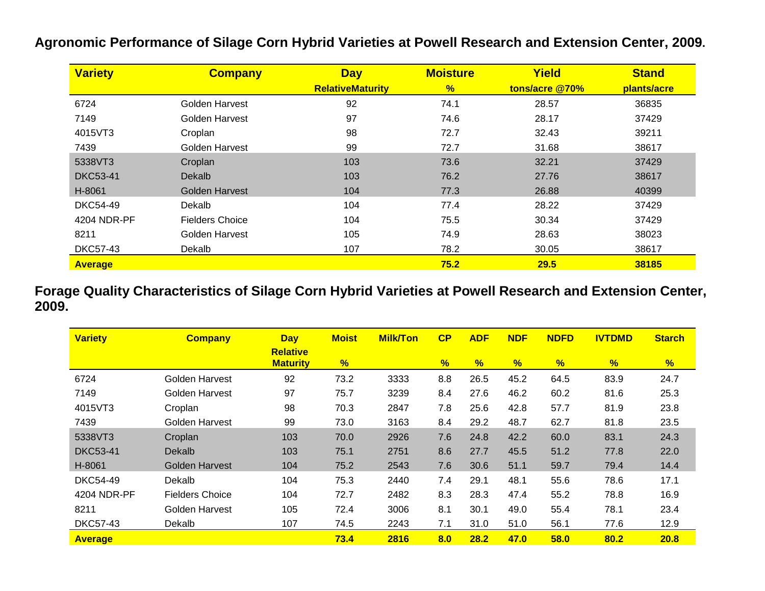## Agronomic Performance of Silage Corn Hybrid Varieties at Powell Research and Extension Center, 2009.

| Variety | Company | Day | Moisture | Yield | Stand |
|---|---|---|---|---|---|
| | | RelativeMaturity | % | tons/acre @70% | plants/acre |
| 6724 | Golden Harvest | 92 | 74.1 | 28.57 | 36835 |
| 7149 | Golden Harvest | 97 | 74.6 | 28.17 | 37429 |
| 4015VT3 | Croplan | 98 | 72.7 | 32.43 | 39211 |
| 7439 | Golden Harvest | 99 | 72.7 | 31.68 | 38617 |
| 5338VT3 | Croplan | 103 | 73.6 | 32.21 | 37429 |
| DKC53-41 | Dekalb | 103 | 76.2 | 27.76 | 38617 |
| H-8061 | Golden Harvest | 104 | 77.3 | 26.88 | 40399 |
| DKC54-49 | Dekalb | 104 | 77.4 | 28.22 | 37429 |
| 4204 NDR-PF | Fielders Choice | 104 | 75.5 | 30.34 | 37429 |
| 8211 | Golden Harvest | 105 | 74.9 | 28.63 | 38023 |
| DKC57-43 | Dekalb | 107 | 78.2 | 30.05 | 38617 |
| **Average** | | | **75.2** | **29.5** | **38185** |

## Forage Quality Characteristics of Silage Corn Hybrid Varieties at Powell Research and Extension Center, 2009.

| Variety | Company | Day Relative Maturity | Moist | Milk/Ton | CP | ADF | NDF | NDFD | IVTDMD | Starch |
|---|---|---|---|---|---|---|---|---|---|---|
| | | | % | | % | % | % | % | % | % |
| 6724 | Golden Harvest | 92 | 73.2 | 3333 | 8.8 | 26.5 | 45.2 | 64.5 | 83.9 | 24.7 |
| 7149 | Golden Harvest | 97 | 75.7 | 3239 | 8.4 | 27.6 | 46.2 | 60.2 | 81.6 | 25.3 |
| 4015VT3 | Croplan | 98 | 70.3 | 2847 | 7.8 | 25.6 | 42.8 | 57.7 | 81.9 | 23.8 |
| 7439 | Golden Harvest | 99 | 73.0 | 3163 | 8.4 | 29.2 | 48.7 | 62.7 | 81.8 | 23.5 |
| 5338VT3 | Croplan | 103 | 70.0 | 2926 | 7.6 | 24.8 | 42.2 | 60.0 | 83.1 | 24.3 |
| DKC53-41 | Dekalb | 103 | 75.1 | 2751 | 8.6 | 27.7 | 45.5 | 51.2 | 77.8 | 22.0 |
| H-8061 | Golden Harvest | 104 | 75.2 | 2543 | 7.6 | 30.6 | 51.1 | 59.7 | 79.4 | 14.4 |
| DKC54-49 | Dekalb | 104 | 75.3 | 2440 | 7.4 | 29.1 | 48.1 | 55.6 | 78.6 | 17.1 |
| 4204 NDR-PF | Fielders Choice | 104 | 72.7 | 2482 | 8.3 | 28.3 | 47.4 | 55.2 | 78.8 | 16.9 |
| 8211 | Golden Harvest | 105 | 72.4 | 3006 | 8.1 | 30.1 | 49.0 | 55.4 | 78.1 | 23.4 |
| DKC57-43 | Dekalb | 107 | 74.5 | 2243 | 7.1 | 31.0 | 51.0 | 56.1 | 77.6 | 12.9 |
| **Average** | | | **73.4** | **2816** | **8.0** | **28.2** | **47.0** | **58.0** | **80.2** | **20.8** |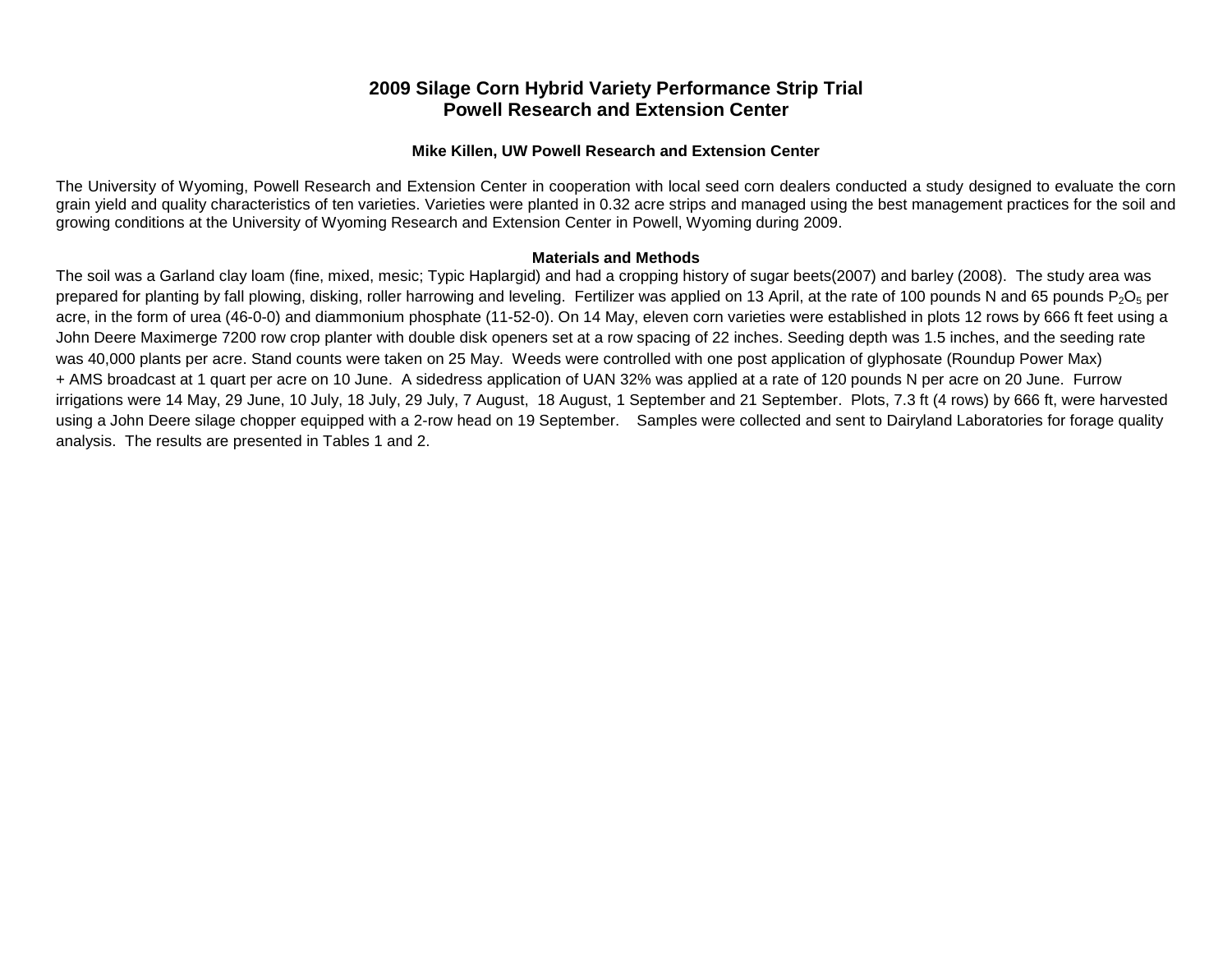# 2009 Silage Corn Hybrid Variety Performance Strip Trial
# Powell Research and Extension Center

**Mike Killen, UW Powell Research and Extension Center**

The University of Wyoming, Powell Research and Extension Center in cooperation with local seed corn dealers conducted a study designed to evaluate the corn grain yield and quality characteristics of ten varieties. Varieties were planted in 0.32 acre strips and managed using the best management practices for the soil and growing conditions at the University of Wyoming Research and Extension Center in Powell, Wyoming during 2009.

### Materials and Methods

The soil was a Garland clay loam (fine, mixed, mesic; Typic Haplargid) and had a cropping history of sugar beets(2007) and barley (2008). The study area was prepared for planting by fall plowing, disking, roller harrowing and leveling. Fertilizer was applied on 13 April, at the rate of 100 pounds N and 65 pounds $P_2O_5$ per acre, in the form of urea (46-0-0) and diammonium phosphate (11-52-0). On 14 May, eleven corn varieties were established in plots 12 rows by 666 ft feet using a John Deere Maximerge 7200 row crop planter with double disk openers set at a row spacing of 22 inches. Seeding depth was 1.5 inches, and the seeding rate was 40,000 plants per acre. Stand counts were taken on 25 May. Weeds were controlled with one post application of glyphosate (Roundup Power Max) + AMS broadcast at 1 quart per acre on 10 June. A sidedress application of UAN 32% was applied at a rate of 120 pounds N per acre on 20 June. Furrow irrigations were 14 May, 29 June, 10 July, 18 July, 29 July, 7 August, 18 August, 1 September and 21 September. Plots, 7.3 ft (4 rows) by 666 ft, were harvested using a John Deere silage chopper equipped with a 2-row head on 19 September. Samples were collected and sent to Dairyland Laboratories for forage quality analysis. The results are presented in Tables 1 and 2.